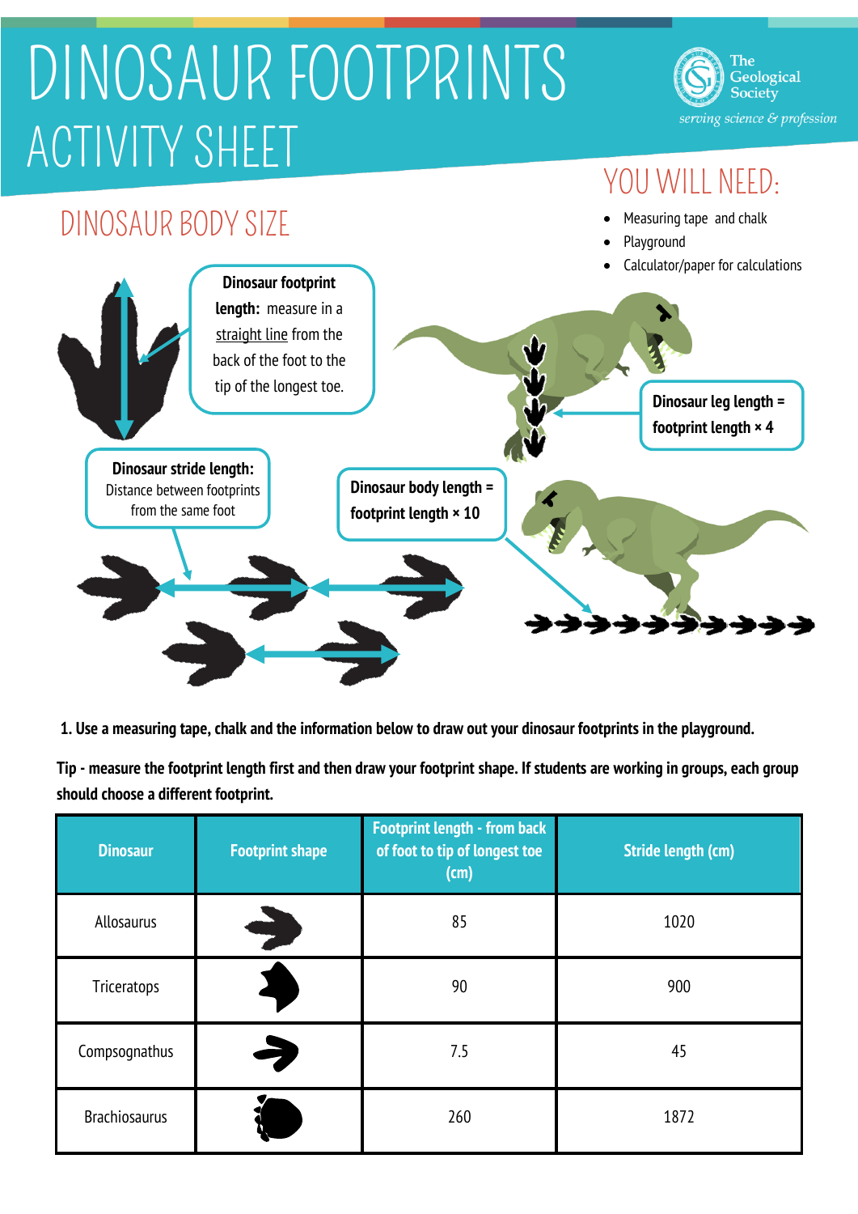# DINOSAUR FOOTPRINTS
## ACTIVITY SHEET

The Geological Society
*serving science & profession*

### YOU WILL NEED:

- Measuring tape and chalk
- Playground
- Calculator/paper for calculations

### DINOSAUR BODY SIZE

**Dinosaur footprint length:** measure in a straight line from the back of the foot to the tip of the longest toe.

**Dinosaur leg length = footprint length × 4**

**Dinosaur stride length:** Distance between footprints from the same foot

**Dinosaur body length = footprint length × 10**

**1. Use a measuring tape, chalk and the information below to draw out your dinosaur footprints in the playground.**

**Tip - measure the footprint length first and then draw your footprint shape. If students are working in groups, each group should choose a different footprint.**

| Dinosaur | Footprint shape | Footprint length - from back of foot to tip of longest toe (cm) | Stride length (cm) |
|---|---|---|---|
| Allosaurus | | 85 | 1020 |
| Triceratops | | 90 | 900 |
| Compsognathus | | 7.5 | 45 |
| Brachiosaurus | | 260 | 1872 |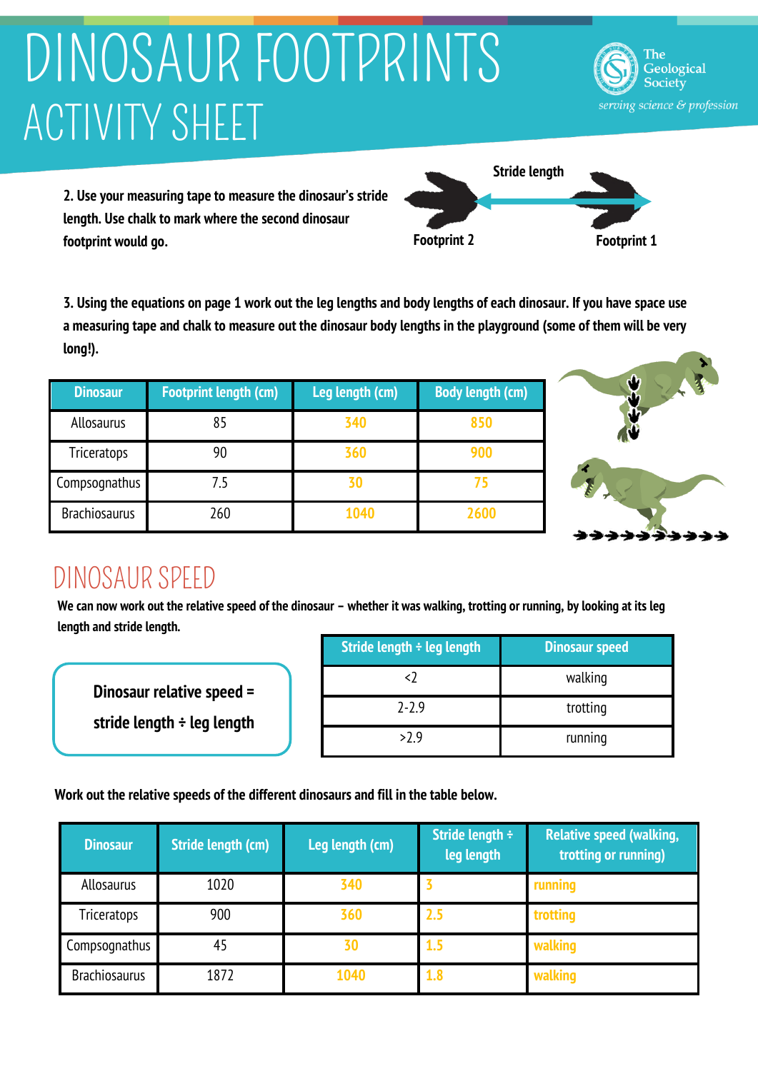# DINOSAUR FOOTPRINTS
## ACTIVITY SHEET

The Geological Society
*serving science & profession*

2. Use your measuring tape to measure the dinosaur's stride length. Use chalk to mark where the second dinosaur footprint would go.

Stride length

Footprint 2

Footprint 1

3. Using the equations on page 1 work out the leg lengths and body lengths of each dinosaur. If you have space use a measuring tape and chalk to measure out the dinosaur body lengths in the playground (some of them will be very long!).

| Dinosaur | Footprint length (cm) | Leg length (cm) | Body length (cm) |
|---|---|---|---|
| Allosaurus | 85 | 340 | 850 |
| Triceratops | 90 | 360 | 900 |
| Compsognathus | 7.5 | 30 | 75 |
| Brachiosaurus | 260 | 1040 | 2600 |

## DINOSAUR SPEED

**We can now work out the relative speed of the dinosaur – whether it was walking, trotting or running, by looking at its leg length and stride length.**

**Dinosaur relative speed = stride length ÷ leg length**

| Stride length ÷ leg length | Dinosaur speed |
|---|---|
| <2 | walking |
| 2-2.9 | trotting |
| >2.9 | running |

**Work out the relative speeds of the different dinosaurs and fill in the table below.**

| Dinosaur | Stride length (cm) | Leg length (cm) | Stride length ÷ leg length | Relative speed (walking, trotting or running) |
|---|---|---|---|---|
| Allosaurus | 1020 | 340 | 3 | running |
| Triceratops | 900 | 360 | 2.5 | trotting |
| Compsognathus | 45 | 30 | 1.5 | walking |
| Brachiosaurus | 1872 | 1040 | 1.8 | walking |